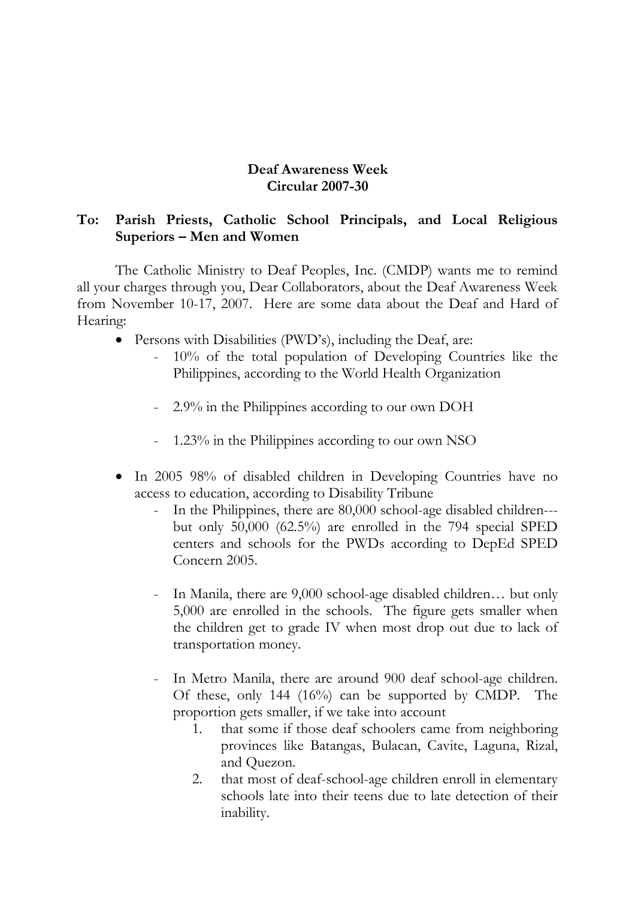**Deaf Awareness Week**
**Circular 2007-30**

**To: Parish Priests, Catholic School Principals, and Local Religious Superiors – Men and Women**

The Catholic Ministry to Deaf Peoples, Inc. (CMDP) wants me to remind all your charges through you, Dear Collaborators, about the Deaf Awareness Week from November 10-17, 2007. Here are some data about the Deaf and Hard of Hearing:

- Persons with Disabilities (PWD's), including the Deaf, are:
  - 10% of the total population of Developing Countries like the Philippines, according to the World Health Organization
  - 2.9% in the Philippines according to our own DOH
  - 1.23% in the Philippines according to our own NSO
- In 2005 98% of disabled children in Developing Countries have no access to education, according to Disability Tribune
  - In the Philippines, there are 80,000 school-age disabled children---but only 50,000 (62.5%) are enrolled in the 794 special SPED centers and schools for the PWDs according to DepEd SPED Concern 2005.
  - In Manila, there are 9,000 school-age disabled children… but only 5,000 are enrolled in the schools. The figure gets smaller when the children get to grade IV when most drop out due to lack of transportation money.
  - In Metro Manila, there are around 900 deaf school-age children. Of these, only 144 (16%) can be supported by CMDP. The proportion gets smaller, if we take into account
    1. that some if those deaf schoolers came from neighboring provinces like Batangas, Bulacan, Cavite, Laguna, Rizal, and Quezon.
    2. that most of deaf-school-age children enroll in elementary schools late into their teens due to late detection of their inability.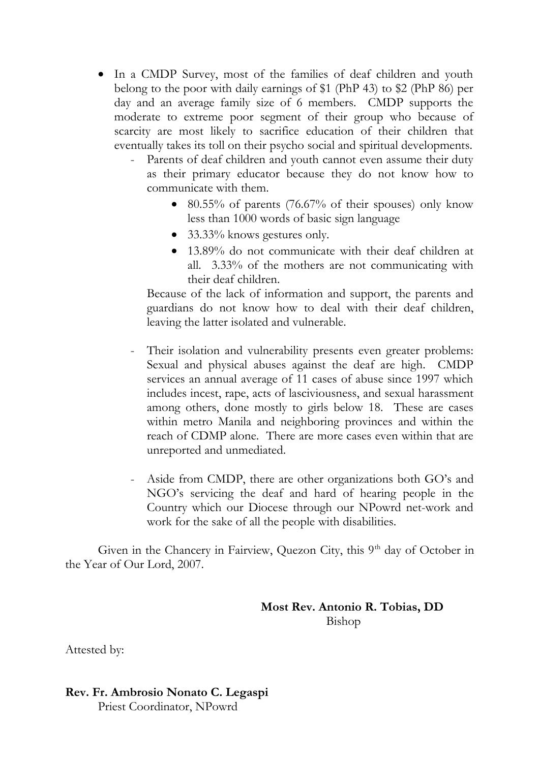- In a CMDP Survey, most of the families of deaf children and youth belong to the poor with daily earnings of $1 (PhP 43) to $2 (PhP 86) per day and an average family size of 6 members. CMDP supports the moderate to extreme poor segment of their group who because of scarcity are most likely to sacrifice education of their children that eventually takes its toll on their psycho social and spiritual developments.
  - Parents of deaf children and youth cannot even assume their duty as their primary educator because they do not know how to communicate with them.
    - 80.55% of parents (76.67% of their spouses) only know less than 1000 words of basic sign language
    - 33.33% knows gestures only.
    - 13.89% do not communicate with their deaf children at all. 3.33% of the mothers are not communicating with their deaf children.

    Because of the lack of information and support, the parents and guardians do not know how to deal with their deaf children, leaving the latter isolated and vulnerable.

  - Their isolation and vulnerability presents even greater problems: Sexual and physical abuses against the deaf are high. CMDP services an annual average of 11 cases of abuse since 1997 which includes incest, rape, acts of lasciviousness, and sexual harassment among others, done mostly to girls below 18. These are cases within metro Manila and neighboring provinces and within the reach of CDMP alone. There are more cases even within that are unreported and unmediated.

  - Aside from CMDP, there are other organizations both GO's and NGO's servicing the deaf and hard of hearing people in the Country which our Diocese through our NPowrd net-work and work for the sake of all the people with disabilities.

Given in the Chancery in Fairview, Quezon City, this 9th day of October in the Year of Our Lord, 2007.

**Most Rev. Antonio R. Tobias, DD**
Bishop

Attested by:

**Rev. Fr. Ambrosio Nonato C. Legaspi**
Priest Coordinator, NPowrd